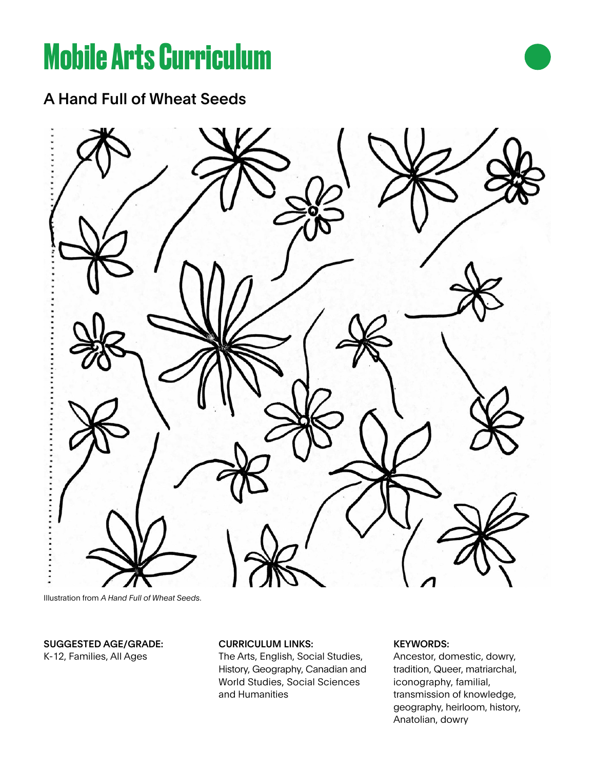# Mobile Arts Curriculum

## A Hand Full of Wheat Seeds

Illustration from *A Hand Full of Wheat Seeds*.

**SUGGESTED AGE/GRADE:**
K-12, Families, All Ages

**CURRICULUM LINKS:**
The Arts, English, Social Studies, History, Geography, Canadian and World Studies, Social Sciences and Humanities

**KEYWORDS:**
Ancestor, domestic, dowry, tradition, Queer, matriarchal, iconography, familial, transmission of knowledge, geography, heirloom, history, Anatolian, dowry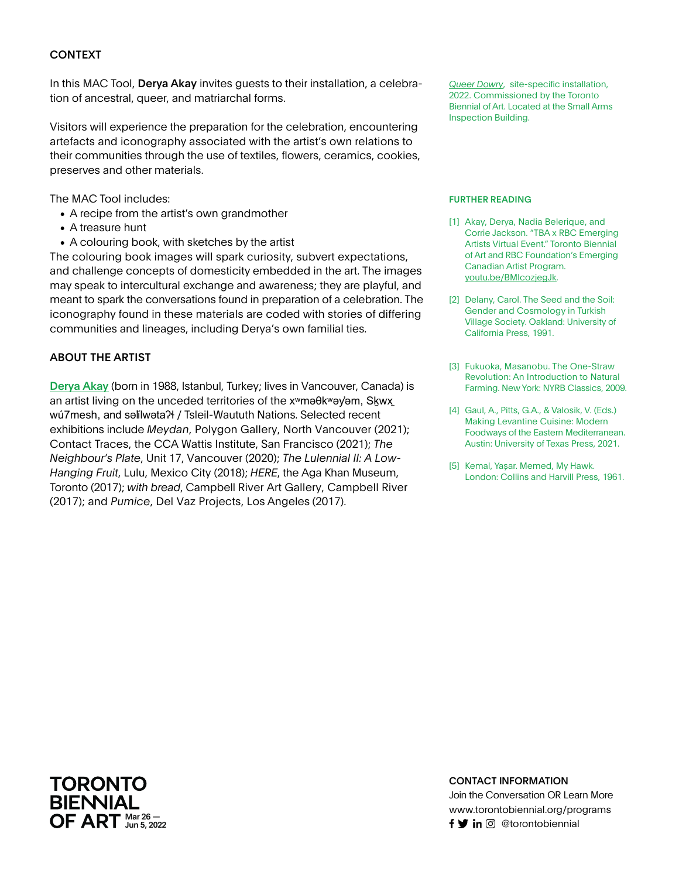## CONTEXT

In this MAC Tool, **Derya Akay** invites guests to their installation, a celebration of ancestral, queer, and matriarchal forms.

Visitors will experience the preparation for the celebration, encountering artefacts and iconography associated with the artist's own relations to their communities through the use of textiles, flowers, ceramics, cookies, preserves and other materials.

The MAC Tool includes:

- A recipe from the artist's own grandmother
- A treasure hunt
- A colouring book, with sketches by the artist

The colouring book images will spark curiosity, subvert expectations, and challenge concepts of domesticity embedded in the art. The images may speak to intercultural exchange and awareness; they are playful, and meant to spark the conversations found in preparation of a celebration. The iconography found in these materials are coded with stories of differing communities and lineages, including Derya's own familial ties.

*Queer Dowry*, site-specific installation, 2022. Commissioned by the Toronto Biennial of Art. Located at the Small Arms Inspection Building.

## ABOUT THE ARTIST

**Derya Akay** (born in 1988, Istanbul, Turkey; lives in Vancouver, Canada) is an artist living on the unceded territories of the xʷməθkʷəy̓əm, Sḵwx̱wú7mesh, and səl̓ílwətaʔɬ / Tsleil-Waututh Nations. Selected recent exhibitions include *Meydan*, Polygon Gallery, North Vancouver (2021); Contact Traces, the CCA Wattis Institute, San Francisco (2021); *The Neighbour's Plate*, Unit 17, Vancouver (2020); *The Lulennial II: A Low-Hanging Fruit*, Lulu, Mexico City (2018); *HERE*, the Aga Khan Museum, Toronto (2017); *with bread*, Campbell River Art Gallery, Campbell River (2017); and *Pumice*, Del Vaz Projects, Los Angeles (2017).

## FURTHER READING

[1] Akay, Derya, Nadia Belerique, and Corrie Jackson. "TBA x RBC Emerging Artists Virtual Event." Toronto Biennial of Art and RBC Foundation's Emerging Canadian Artist Program. youtu.be/BMIcozjegJk.

[2] Delany, Carol. The Seed and the Soil: Gender and Cosmology in Turkish Village Society. Oakland: University of California Press, 1991.

[3] Fukuoka, Masanobu. The One-Straw Revolution: An Introduction to Natural Farming. New York: NYRB Classics, 2009.

[4] Gaul, A., Pitts, G.A., & Valosik, V. (Eds.) Making Levantine Cuisine: Modern Foodways of the Eastern Mediterranean. Austin: University of Texas Press, 2021.

[5] Kemal, Yaşar. Memed, My Hawk. London: Collins and Harvill Press, 1961.

TORONTO BIENNIAL OF ART Mar 26 — Jun 5, 2022

## CONTACT INFORMATION

Join the Conversation OR Learn More
www.torontobiennial.org/programs
@torontobiennial